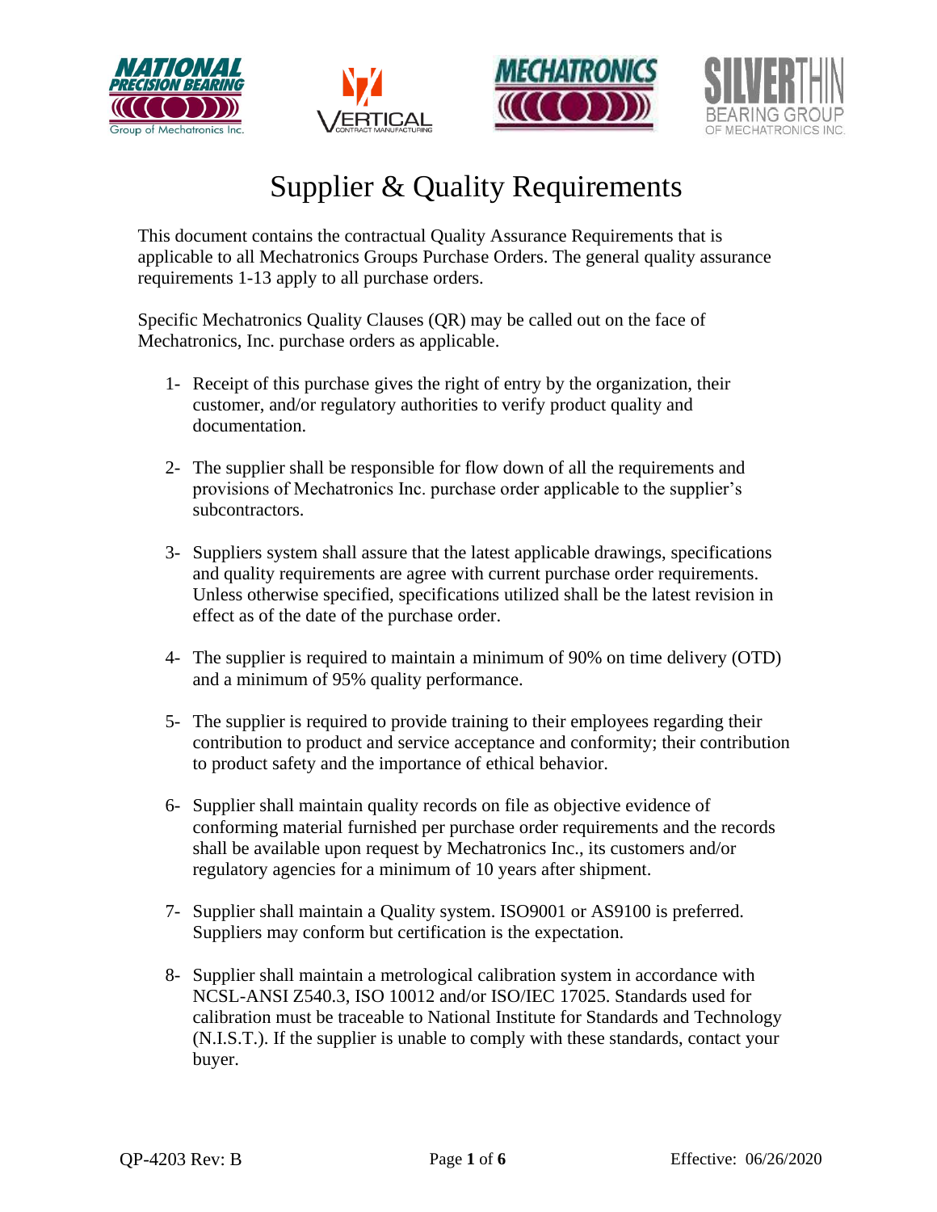# Supplier & Quality Requirements

This document contains the contractual Quality Assurance Requirements that is applicable to all Mechatronics Groups Purchase Orders. The general quality assurance requirements 1-13 apply to all purchase orders.

Specific Mechatronics Quality Clauses (QR) may be called out on the face of Mechatronics, Inc. purchase orders as applicable.

1- Receipt of this purchase gives the right of entry by the organization, their customer, and/or regulatory authorities to verify product quality and documentation.

2- The supplier shall be responsible for flow down of all the requirements and provisions of Mechatronics Inc. purchase order applicable to the supplier's subcontractors.

3- Suppliers system shall assure that the latest applicable drawings, specifications and quality requirements are agree with current purchase order requirements. Unless otherwise specified, specifications utilized shall be the latest revision in effect as of the date of the purchase order.

4- The supplier is required to maintain a minimum of 90% on time delivery (OTD) and a minimum of 95% quality performance.

5- The supplier is required to provide training to their employees regarding their contribution to product and service acceptance and conformity; their contribution to product safety and the importance of ethical behavior.

6- Supplier shall maintain quality records on file as objective evidence of conforming material furnished per purchase order requirements and the records shall be available upon request by Mechatronics Inc., its customers and/or regulatory agencies for a minimum of 10 years after shipment.

7- Supplier shall maintain a Quality system. ISO9001 or AS9100 is preferred. Suppliers may conform but certification is the expectation.

8- Supplier shall maintain a metrological calibration system in accordance with NCSL-ANSI Z540.3, ISO 10012 and/or ISO/IEC 17025. Standards used for calibration must be traceable to National Institute for Standards and Technology (N.I.S.T.). If the supplier is unable to comply with these standards, contact your buyer.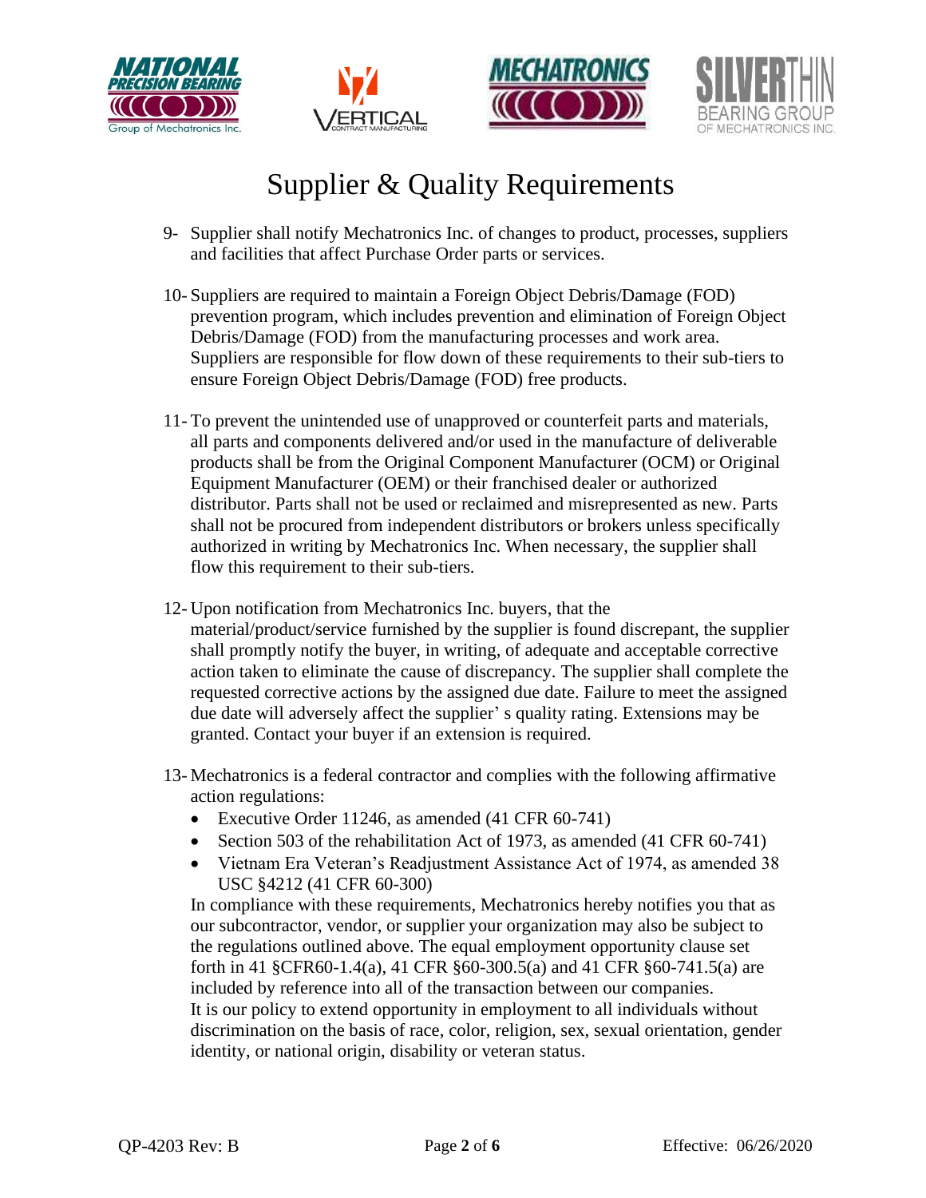# Supplier & Quality Requirements

9- Supplier shall notify Mechatronics Inc. of changes to product, processes, suppliers and facilities that affect Purchase Order parts or services.

10- Suppliers are required to maintain a Foreign Object Debris/Damage (FOD) prevention program, which includes prevention and elimination of Foreign Object Debris/Damage (FOD) from the manufacturing processes and work area. Suppliers are responsible for flow down of these requirements to their sub-tiers to ensure Foreign Object Debris/Damage (FOD) free products.

11- To prevent the unintended use of unapproved or counterfeit parts and materials, all parts and components delivered and/or used in the manufacture of deliverable products shall be from the Original Component Manufacturer (OCM) or Original Equipment Manufacturer (OEM) or their franchised dealer or authorized distributor. Parts shall not be used or reclaimed and misrepresented as new. Parts shall not be procured from independent distributors or brokers unless specifically authorized in writing by Mechatronics Inc. When necessary, the supplier shall flow this requirement to their sub-tiers.

12- Upon notification from Mechatronics Inc. buyers, that the material/product/service furnished by the supplier is found discrepant, the supplier shall promptly notify the buyer, in writing, of adequate and acceptable corrective action taken to eliminate the cause of discrepancy. The supplier shall complete the requested corrective actions by the assigned due date. Failure to meet the assigned due date will adversely affect the supplier' s quality rating. Extensions may be granted. Contact your buyer if an extension is required.

13- Mechatronics is a federal contractor and complies with the following affirmative action regulations:

- Executive Order 11246, as amended (41 CFR 60-741)
- Section 503 of the rehabilitation Act of 1973, as amended (41 CFR 60-741)
- Vietnam Era Veteran's Readjustment Assistance Act of 1974, as amended 38 USC §4212 (41 CFR 60-300)

In compliance with these requirements, Mechatronics hereby notifies you that as our subcontractor, vendor, or supplier your organization may also be subject to the regulations outlined above. The equal employment opportunity clause set forth in 41 §CFR60-1.4(a), 41 CFR §60-300.5(a) and 41 CFR §60-741.5(a) are included by reference into all of the transaction between our companies.
It is our policy to extend opportunity in employment to all individuals without discrimination on the basis of race, color, religion, sex, sexual orientation, gender identity, or national origin, disability or veteran status.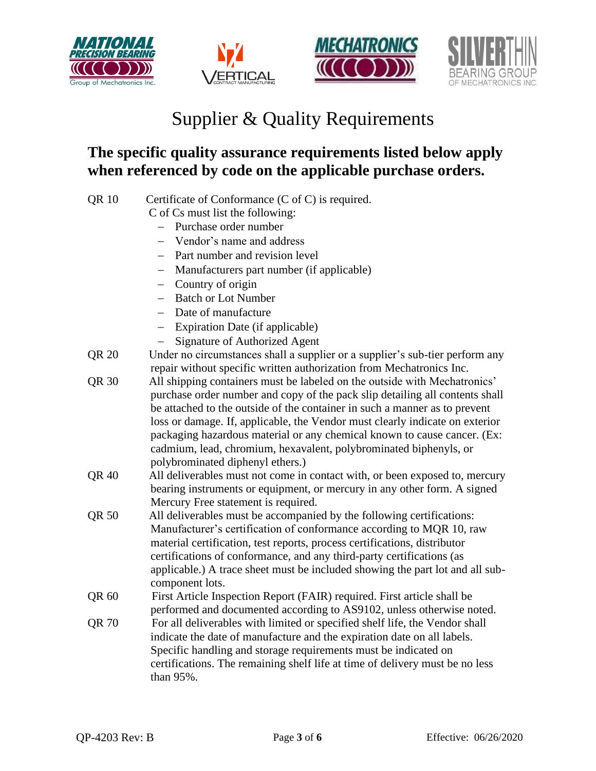# Supplier & Quality Requirements

## The specific quality assurance requirements listed below apply when referenced by code on the applicable purchase orders.

QR 10 Certificate of Conformance (C of C) is required.
C of Cs must list the following:

- Purchase order number
- Vendor's name and address
- Part number and revision level
- Manufacturers part number (if applicable)
- Country of origin
- Batch or Lot Number
- Date of manufacture
- Expiration Date (if applicable)
- Signature of Authorized Agent

QR 20 Under no circumstances shall a supplier or a supplier's sub-tier perform any repair without specific written authorization from Mechatronics Inc.

QR 30 All shipping containers must be labeled on the outside with Mechatronics' purchase order number and copy of the pack slip detailing all contents shall be attached to the outside of the container in such a manner as to prevent loss or damage. If, applicable, the Vendor must clearly indicate on exterior packaging hazardous material or any chemical known to cause cancer. (Ex: cadmium, lead, chromium, hexavalent, polybrominated biphenyls, or polybrominated diphenyl ethers.)

QR 40 All deliverables must not come in contact with, or been exposed to, mercury bearing instruments or equipment, or mercury in any other form. A signed Mercury Free statement is required.

QR 50 All deliverables must be accompanied by the following certifications: Manufacturer's certification of conformance according to MQR 10, raw material certification, test reports, process certifications, distributor certifications of conformance, and any third-party certifications (as applicable.) A trace sheet must be included showing the part lot and all sub-component lots.

QR 60 First Article Inspection Report (FAIR) required. First article shall be performed and documented according to AS9102, unless otherwise noted.

QR 70 For all deliverables with limited or specified shelf life, the Vendor shall indicate the date of manufacture and the expiration date on all labels. Specific handling and storage requirements must be indicated on certifications. The remaining shelf life at time of delivery must be no less than 95%.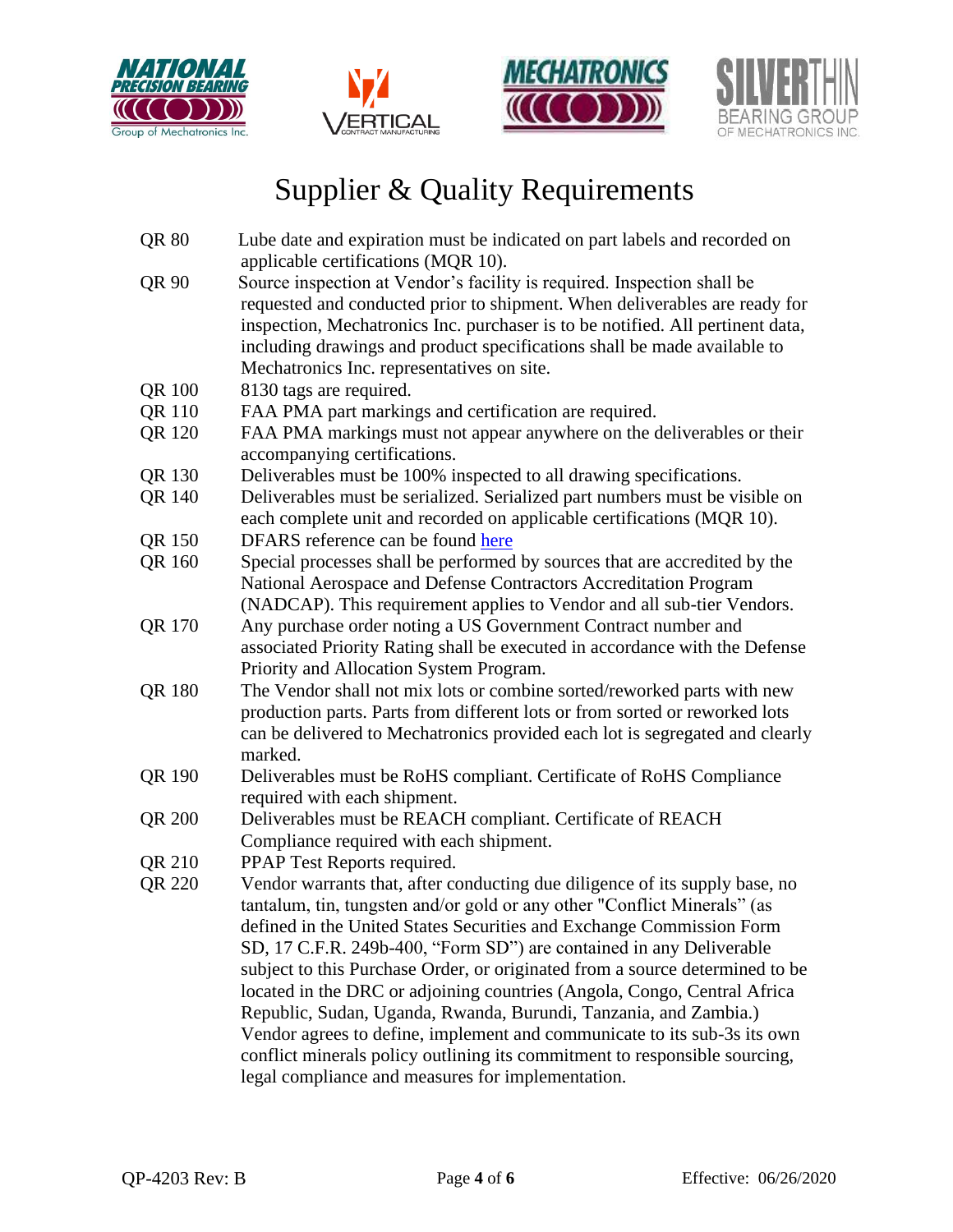# Supplier & Quality Requirements

| | |
|---|---|
| QR 80 | Lube date and expiration must be indicated on part labels and recorded on applicable certifications (MQR 10). |
| QR 90 | Source inspection at Vendor's facility is required. Inspection shall be requested and conducted prior to shipment. When deliverables are ready for inspection, Mechatronics Inc. purchaser is to be notified. All pertinent data, including drawings and product specifications shall be made available to Mechatronics Inc. representatives on site. |
| QR 100 | 8130 tags are required. |
| QR 110 | FAA PMA part markings and certification are required. |
| QR 120 | FAA PMA markings must not appear anywhere on the deliverables or their accompanying certifications. |
| QR 130 | Deliverables must be 100% inspected to all drawing specifications. |
| QR 140 | Deliverables must be serialized. Serialized part numbers must be visible on each complete unit and recorded on applicable certifications (MQR 10). |
| QR 150 | DFARS reference can be found here |
| QR 160 | Special processes shall be performed by sources that are accredited by the National Aerospace and Defense Contractors Accreditation Program (NADCAP). This requirement applies to Vendor and all sub-tier Vendors. |
| QR 170 | Any purchase order noting a US Government Contract number and associated Priority Rating shall be executed in accordance with the Defense Priority and Allocation System Program. |
| QR 180 | The Vendor shall not mix lots or combine sorted/reworked parts with new production parts. Parts from different lots or from sorted or reworked lots can be delivered to Mechatronics provided each lot is segregated and clearly marked. |
| QR 190 | Deliverables must be RoHS compliant. Certificate of RoHS Compliance required with each shipment. |
| QR 200 | Deliverables must be REACH compliant. Certificate of REACH Compliance required with each shipment. |
| QR 210 | PPAP Test Reports required. |
| QR 220 | Vendor warrants that, after conducting due diligence of its supply base, no tantalum, tin, tungsten and/or gold or any other "Conflict Minerals" (as defined in the United States Securities and Exchange Commission Form SD, 17 C.F.R. 249b-400, "Form SD") are contained in any Deliverable subject to this Purchase Order, or originated from a source determined to be located in the DRC or adjoining countries (Angola, Congo, Central Africa Republic, Sudan, Uganda, Rwanda, Burundi, Tanzania, and Zambia.) Vendor agrees to define, implement and communicate to its sub-3s its own conflict minerals policy outlining its commitment to responsible sourcing, legal compliance and measures for implementation. |

QP-4203 Rev: B Effective: 06/26/2020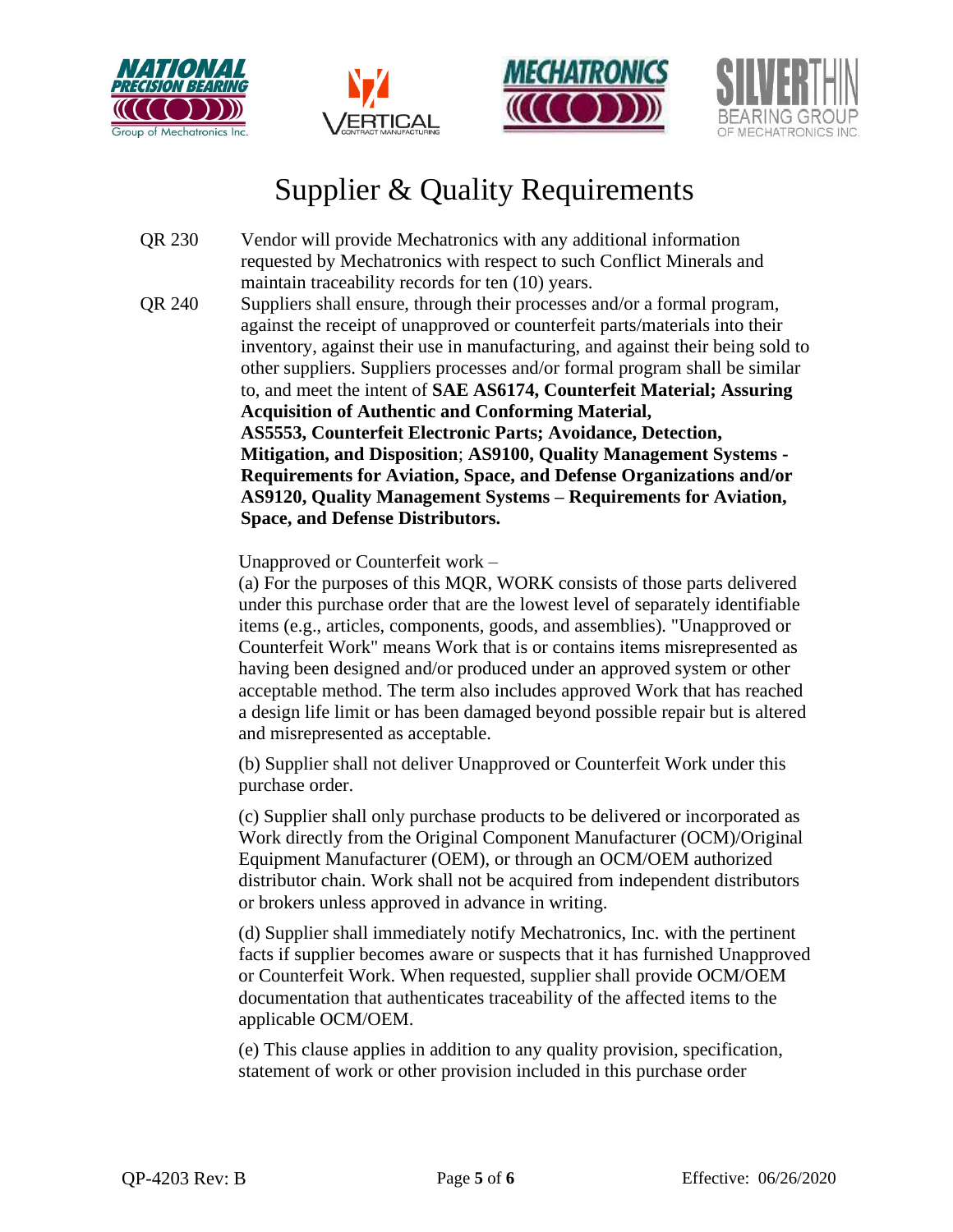# Supplier & Quality Requirements

QR 230 Vendor will provide Mechatronics with any additional information requested by Mechatronics with respect to such Conflict Minerals and maintain traceability records for ten (10) years.

QR 240 Suppliers shall ensure, through their processes and/or a formal program, against the receipt of unapproved or counterfeit parts/materials into their inventory, against their use in manufacturing, and against their being sold to other suppliers. Suppliers processes and/or formal program shall be similar to, and meet the intent of **SAE AS6174, Counterfeit Material; Assuring Acquisition of Authentic and Conforming Material, AS5553, Counterfeit Electronic Parts; Avoidance, Detection, Mitigation, and Disposition**; **AS9100, Quality Management Systems - Requirements for Aviation, Space, and Defense Organizations and/or AS9120, Quality Management Systems – Requirements for Aviation, Space, and Defense Distributors.**

Unapproved or Counterfeit work –

(a) For the purposes of this MQR, WORK consists of those parts delivered under this purchase order that are the lowest level of separately identifiable items (e.g., articles, components, goods, and assemblies). "Unapproved or Counterfeit Work" means Work that is or contains items misrepresented as having been designed and/or produced under an approved system or other acceptable method. The term also includes approved Work that has reached a design life limit or has been damaged beyond possible repair but is altered and misrepresented as acceptable.

(b) Supplier shall not deliver Unapproved or Counterfeit Work under this purchase order.

(c) Supplier shall only purchase products to be delivered or incorporated as Work directly from the Original Component Manufacturer (OCM)/Original Equipment Manufacturer (OEM), or through an OCM/OEM authorized distributor chain. Work shall not be acquired from independent distributors or brokers unless approved in advance in writing.

(d) Supplier shall immediately notify Mechatronics, Inc. with the pertinent facts if supplier becomes aware or suspects that it has furnished Unapproved or Counterfeit Work. When requested, supplier shall provide OCM/OEM documentation that authenticates traceability of the affected items to the applicable OCM/OEM.

(e) This clause applies in addition to any quality provision, specification, statement of work or other provision included in this purchase order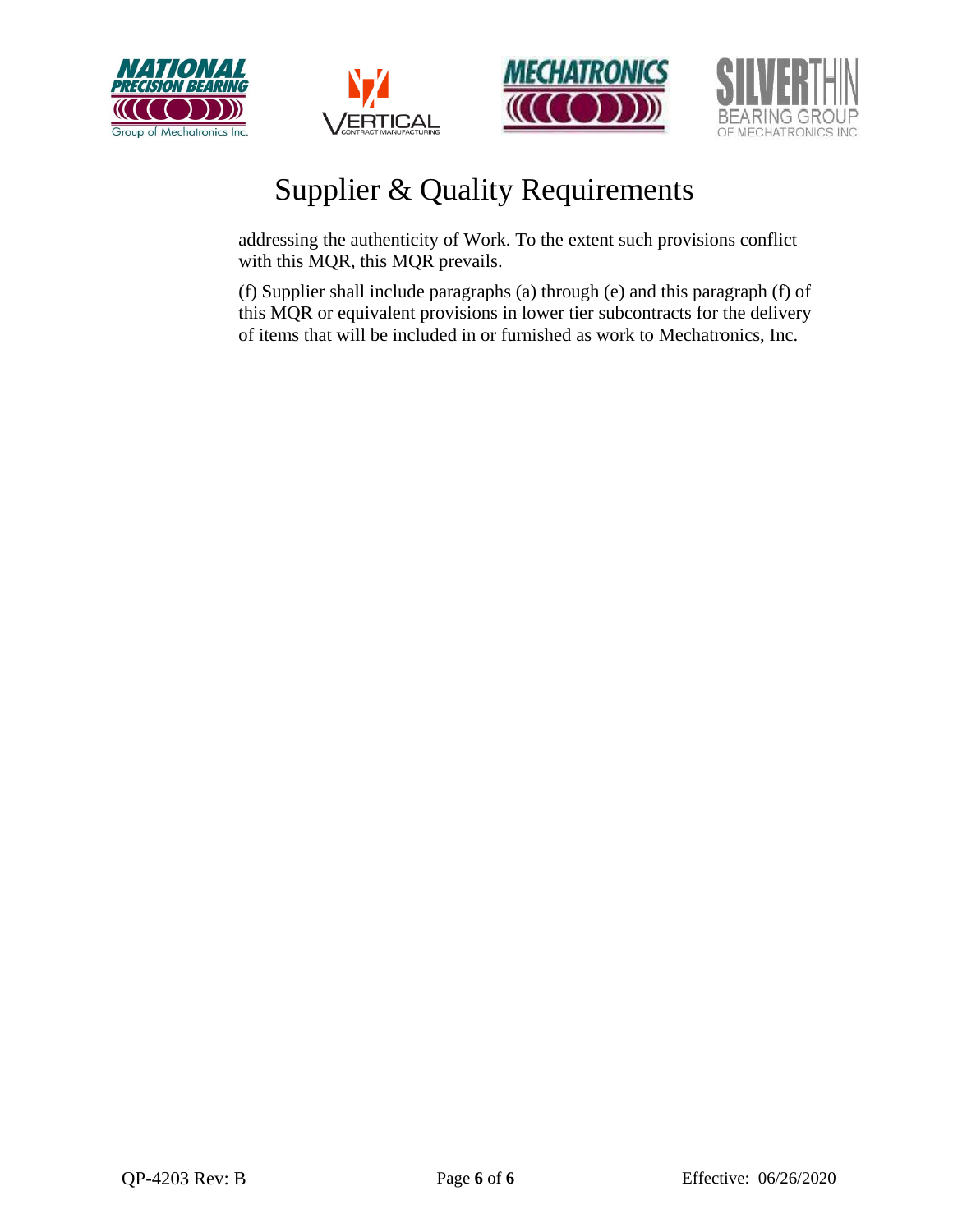addressing the authenticity of Work. To the extent such provisions conflict with this MQR, this MQR prevails.

(f) Supplier shall include paragraphs (a) through (e) and this paragraph (f) of this MQR or equivalent provisions in lower tier subcontracts for the delivery of items that will be included in or furnished as work to Mechatronics, Inc.